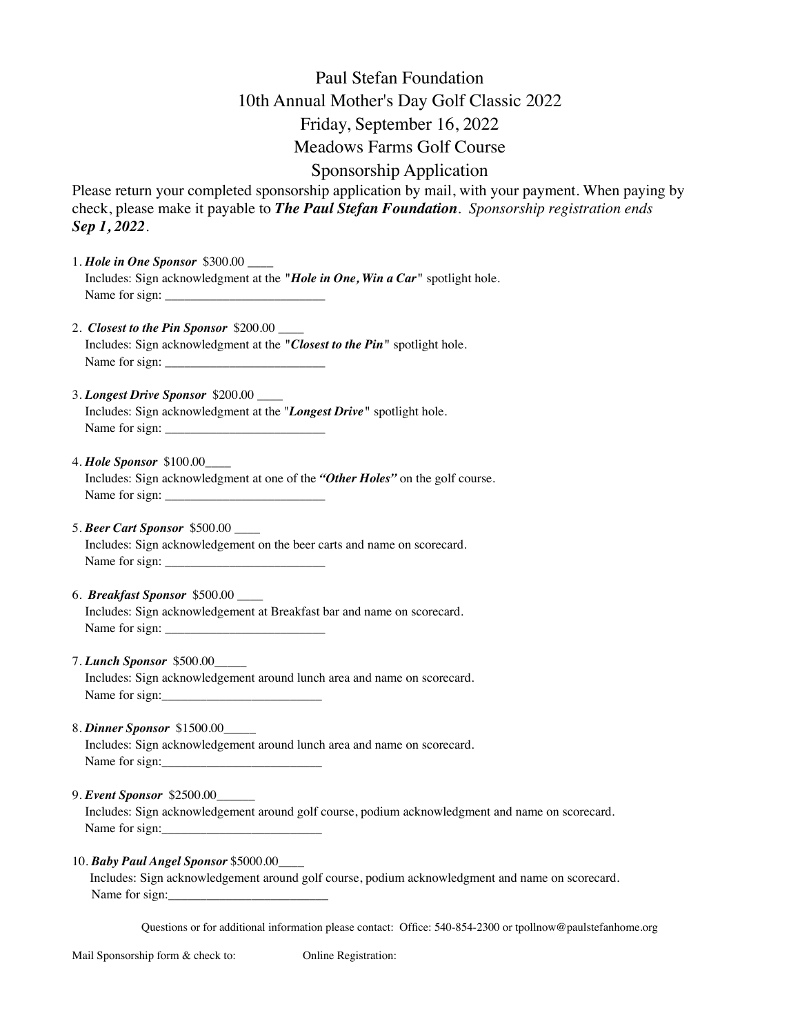# Paul Stefan Foundation
## 10th Annual Mother's Day Golf Classic 2022
## Friday, September 16, 2022
## Meadows Farms Golf Course
## Sponsorship Application

Please return your completed sponsorship application by mail, with your payment. When paying by check, please make it payable to ***The Paul Stefan Foundation***. *Sponsorship registration ends* ***Sep 1, 2022***.

1. ***Hole in One Sponsor*** $300.00 ____
   Includes: Sign acknowledgment at the "***Hole in One, Win a Car***" spotlight hole.
   Name for sign: _________________________

2. ***Closest to the Pin Sponsor*** $200.00 ____
   Includes: Sign acknowledgment at the "***Closest to the Pin***" spotlight hole.
   Name for sign: _________________________

3. ***Longest Drive Sponsor*** $200.00 ____
   Includes: Sign acknowledgment at the "***Longest Drive***" spotlight hole.
   Name for sign: _________________________

4. ***Hole Sponsor*** $100.00____
   Includes: Sign acknowledgment at one of the ***"Other Holes"*** on the golf course.
   Name for sign: _________________________

5. ***Beer Cart Sponsor*** $500.00 ____
   Includes: Sign acknowledgement on the beer carts and name on scorecard.
   Name for sign: _________________________

6. ***Breakfast Sponsor*** $500.00 ____
   Includes: Sign acknowledgement at Breakfast bar and name on scorecard.
   Name for sign: _________________________

7. ***Lunch Sponsor*** $500.00_____
   Includes: Sign acknowledgement around lunch area and name on scorecard.
   Name for sign:_________________________

8. ***Dinner Sponsor*** $1500.00_____
   Includes: Sign acknowledgement around lunch area and name on scorecard.
   Name for sign:_________________________

9. ***Event Sponsor*** $2500.00______
   Includes: Sign acknowledgement around golf course, podium acknowledgment and name on scorecard.
   Name for sign:_________________________

10. ***Baby Paul Angel Sponsor*** $5000.00____
    Includes: Sign acknowledgement around golf course, podium acknowledgment and name on scorecard.
    Name for sign:_________________________

Questions or for additional information please contact: Office: 540-854-2300 or tpollnow@paulstefanhome.org

Mail Sponsorship form & check to: Online Registration: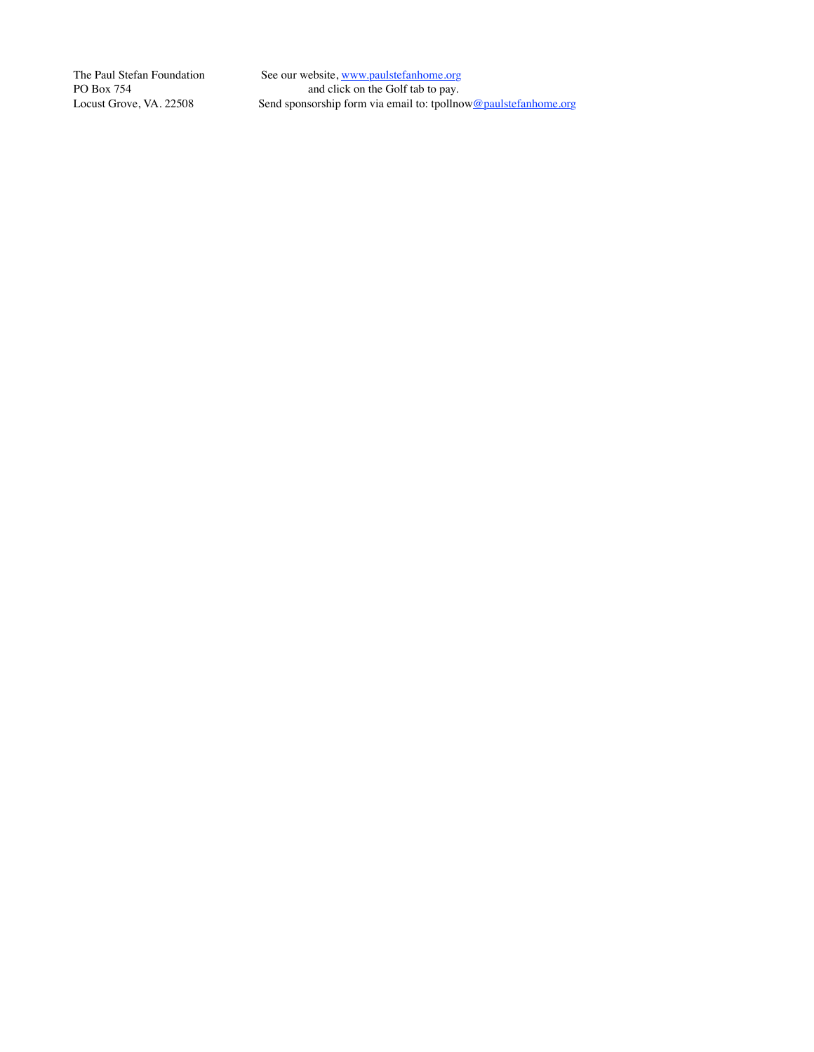The Paul Stefan Foundation
PO Box 754
Locust Grove, VA. 22508

See our website, www.paulstefanhome.org
and click on the Golf tab to pay.
Send sponsorship form via email to: tpollnow@paulstefanhome.org